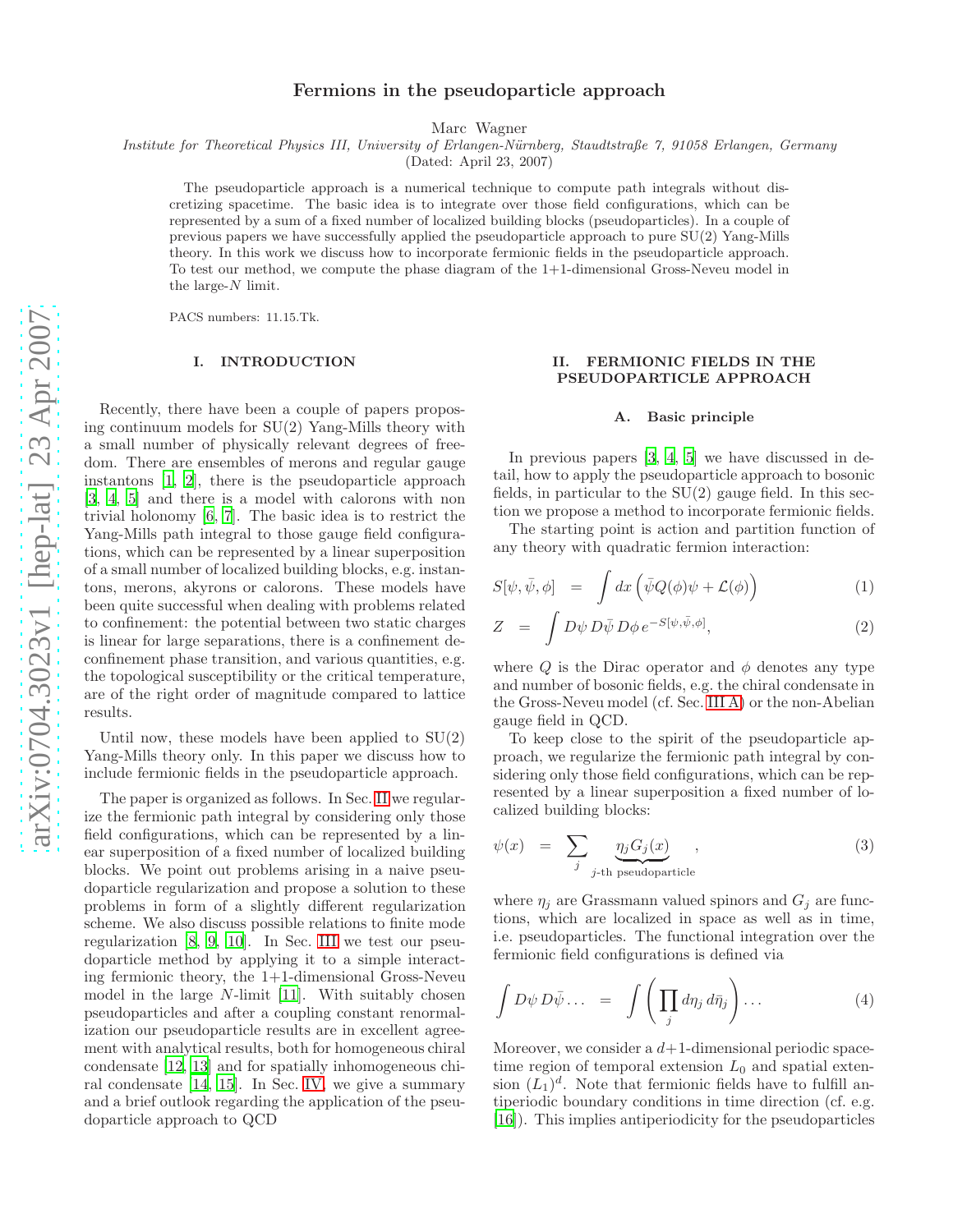# Fermions in the pseudoparticle approach

Marc Wagner

*Institute for Theoretical Physics III, University of Erlangen-Nürnberg, Staudtstraße 7, 91058 Erlangen, Germany*

(Dated: April 23, 2007)

The pseudoparticle approach is a numerical technique to compute path integrals without discretizing spacetime. The basic idea is to integrate over those field configurations, which can be represented by a sum of a fixed number of localized building blocks (pseudoparticles). In a couple of previous papers we have successfully applied the pseudoparticle approach to pure SU(2) Yang-Mills theory. In this work we discuss how to incorporate fermionic fields in the pseudoparticle approach. To test our method, we compute the phase diagram of the 1+1-dimensional Gross-Neveu model in the large-$N$ limit.

PACS numbers: 11.15.Tk.

## I. INTRODUCTION

Recently, there have been a couple of papers proposing continuum models for SU(2) Yang-Mills theory with a small number of physically relevant degrees of freedom. There are ensembles of merons and regular gauge instantons [1, 2], there is the pseudoparticle approach [3, 4, 5] and there is a model with calorons with non trivial holonomy [6, 7]. The basic idea is to restrict the Yang-Mills path integral to those gauge field configurations, which can be represented by a linear superposition of a small number of localized building blocks, e.g. instantons, merons, akyrons or calorons. These models have been quite successful when dealing with problems related to confinement: the potential between two static charges is linear for large separations, there is a confinement deconfinement phase transition, and various quantities, e.g. the topological susceptibility or the critical temperature, are of the right order of magnitude compared to lattice results.

Until now, these models have been applied to SU(2) Yang-Mills theory only. In this paper we discuss how to include fermionic fields in the pseudoparticle approach.

The paper is organized as follows. In Sec. II we regularize the fermionic path integral by considering only those field configurations, which can be represented by a linear superposition of a fixed number of localized building blocks. We point out problems arising in a naive pseudoparticle regularization and propose a solution to these problems in form of a slightly different regularization scheme. We also discuss possible relations to finite mode regularization [8, 9, 10]. In Sec. III we test our pseudoparticle method by applying it to a simple interacting fermionic theory, the 1+1-dimensional Gross-Neveu model in the large $N$-limit [11]. With suitably chosen pseudoparticles and after a coupling constant renormalization our pseudoparticle results are in excellent agreement with analytical results, both for homogeneous chiral condensate [12, 13] and for spatially inhomogeneous chiral condensate [14, 15]. In Sec. IV, we give a summary and a brief outlook regarding the application of the pseudoparticle approach to QCD

## II. FERMIONIC FIELDS IN THE PSEUDOPARTICLE APPROACH

### A. Basic principle

In previous papers [3, 4, 5] we have discussed in detail, how to apply the pseudoparticle approach to bosonic fields, in particular to the SU(2) gauge field. In this section we propose a method to incorporate fermionic fields.

The starting point is action and partition function of any theory with quadratic fermion interaction:

$$S[\psi, \bar{\psi}, \phi] = \int dx \left(\bar{\psi} Q(\phi) \psi + \mathcal{L}(\phi)\right) \tag{1}$$

$$Z = \int D\psi \, D\bar{\psi} \, D\phi \, e^{-S[\psi,\bar{\psi},\phi]}, \tag{2}$$

where $Q$ is the Dirac operator and $\phi$ denotes any type and number of bosonic fields, e.g. the chiral condensate in the Gross-Neveu model (cf. Sec. III A) or the non-Abelian gauge field in QCD.

To keep close to the spirit of the pseudoparticle approach, we regularize the fermionic path integral by considering only those field configurations, which can be represented by a linear superposition a fixed number of localized building blocks:

$$\psi(x) = \sum_j \underbrace{\eta_j G_j(x)}_{j\text{-th pseudoparticle}} , \tag{3}$$

where $\eta_j$ are Grassmann valued spinors and $G_j$ are functions, which are localized in space as well as in time, i.e. pseudoparticles. The functional integration over the fermionic field configurations is defined via

$$\int D\psi \, D\bar{\psi} \ldots = \int \left(\prod_j d\eta_j \, d\bar{\eta}_j\right) \ldots \tag{4}$$

Moreover, we consider a $d$+1-dimensional periodic spacetime region of temporal extension $L_0$ and spatial extension $(L_1)^d$. Note that fermionic fields have to fulfill antiperiodic boundary conditions in time direction (cf. e.g. [16]). This implies antiperiodicity for the pseudoparticles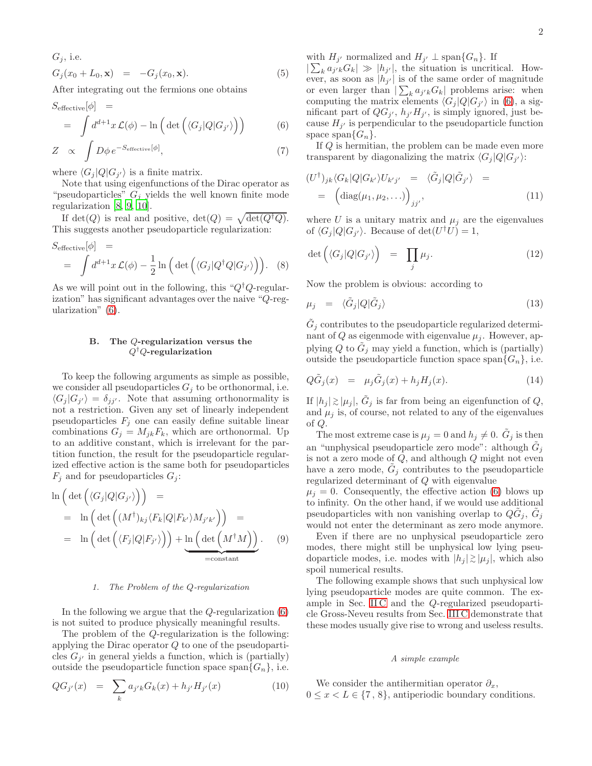$G_j$, i.e.

$$G_j(x_0 + L_0, \mathbf{x}) = -G_j(x_0, \mathbf{x}). \tag{5}$$

After integrating out the fermions one obtains

$$S_{\text{effective}}[\phi] = \int d^{d+1}x \, \mathcal{L}(\phi) - \ln\Big(\det\Big(\langle G_j|Q|G_{j'}\rangle\Big)\Big) \tag{6}$$

$$Z \propto \int D\phi \, e^{-S_{\text{effective}}[\phi]}, \tag{7}$$

where $\langle G_j|Q|G_{j'}\rangle$ is a finite matrix.

Note that using eigenfunctions of the Dirac operator as "pseudoparticles" $G_j$ yields the well known finite mode regularization [8, 9, 10].

If $\det(Q)$ is real and positive, $\det(Q) = \sqrt{\det(Q^\dagger Q)}$. This suggests another pseudoparticle regularization:

$$S_{\text{effective}}[\phi] = \int d^{d+1}x \, \mathcal{L}(\phi) - \frac{1}{2}\ln\Big(\det\Big(\langle G_j|Q^\dagger Q|G_{j'}\rangle\Big)\Big). \tag{8}$$

As we will point out in the following, this "$Q^\dagger Q$-regularization" has significant advantages over the naive "$Q$-regularization" (6).

### B. The $Q$-regularization versus the $Q^\dagger Q$-regularization

To keep the following arguments as simple as possible, we consider all pseudoparticles $G_j$ to be orthonormal, i.e. $\langle G_j|G_{j'}\rangle = \delta_{jj'}$. Note that assuming orthonormality is not a restriction. Given any set of linearly independent pseudoparticles $F_j$ one can easily define suitable linear combinations $G_j = M_{jk}F_k$, which are orthonormal. Up to an additive constant, which is irrelevant for the partition function, the result for the pseudoparticle regularized effective action is the same both for pseudoparticles $F_j$ and for pseudoparticles $G_j$:

$$\begin{aligned}
\ln\Big(\det\Big(\langle G_j|Q|G_{j'}\rangle\Big)\Big) &= \\
&= \ln\Big(\det\Big((M^\dagger)_{kj}\langle F_k|Q|F_{k'}\rangle M_{j'k'}\Big)\Big) = \\
&= \ln\Big(\det\Big(\langle F_j|Q|F_{j'}\rangle\Big)\Big) + \underbrace{\ln\Big(\det\Big(M^\dagger M\Big)\Big)}_{=\text{constant}}.
\end{aligned} \tag{9}$$

#### 1. The Problem of the $Q$-regularization

In the following we argue that the $Q$-regularization (6) is not suited to produce physically meaningful results.

The problem of the $Q$-regularization is the following: applying the Dirac operator $Q$ to one of the pseudoparticles $G_{j'}$ in general yields a function, which is (partially) outside the pseudoparticle function space $\text{span}\{G_n\}$, i.e.

$$QG_{j'}(x) = \sum_k a_{j'k}G_k(x) + h_{j'}H_{j'}(x) \tag{10}$$

with $H_{j'}$ normalized and $H_{j'} \perp \text{span}\{G_n\}$. If $|\sum_k a_{j'k}G_k| \gg |h_{j'}|$, the situation is uncritical. However, as soon as $|h_{j'}|$ is of the same order of magnitude or even larger than $|\sum_k a_{j'k}G_k|$ problems arise: when computing the matrix elements $\langle G_j|Q|G_{j'}\rangle$ in (6), a significant part of $QG_{j'}$, $h_{j'}H_{j'}$, is simply ignored, just because $H_{j'}$ is perpendicular to the pseudoparticle function space $\text{span}\{G_n\}$.

If $Q$ is hermitian, the problem can be made even more transparent by diagonalizing the matrix $\langle G_j|Q|G_{j'}\rangle$:

$$(U^\dagger)_{jk}\langle G_k|Q|G_{k'}\rangle U_{k'j'} = \langle \tilde{G}_j|Q|\tilde{G}_{j'}\rangle = \Big(\text{diag}(\mu_1, \mu_2, \ldots)\Big)_{jj'}, \tag{11}$$

where $U$ is a unitary matrix and $\mu_j$ are the eigenvalues of $\langle G_j|Q|G_{j'}\rangle$. Because of $\det(U^\dagger U) = 1$,

$$\det\Big(\langle G_j|Q|G_{j'}\rangle\Big) = \prod_j \mu_j. \tag{12}$$

Now the problem is obvious: according to

$$\mu_j = \langle \tilde{G}_j|Q|\tilde{G}_j\rangle \tag{13}$$

$\tilde{G}_j$ contributes to the pseudoparticle regularized determinant of $Q$ as eigenmode with eigenvalue $\mu_j$. However, applying $Q$ to $\tilde{G}_j$ may yield a function, which is (partially) outside the pseudoparticle function space $\text{span}\{G_n\}$, i.e.

$$Q\tilde{G}_j(x) = \mu_j\tilde{G}_j(x) + h_jH_j(x). \tag{14}$$

If $|h_j| \gtrsim |\mu_j|$, $\tilde{G}_j$ is far from being an eigenfunction of $Q$, and $\mu_j$ is, of course, not related to any of the eigenvalues of $Q$.

The most extreme case is $\mu_j = 0$ and $h_j \neq 0$. $\tilde{G}_j$ is then an "unphysical pseudoparticle zero mode": although $\tilde{G}_j$ is not a zero mode of $Q$, and although $Q$ might not even have a zero mode, $\tilde{G}_j$ contributes to the pseudoparticle regularized determinant of $Q$ with eigenvalue $\mu_j = 0$. Consequently, the effective action (6) blows up to infinity. On the other hand, if we would use additional pseudoparticles with non vanishing overlap to $Q\tilde{G}_j$, $\tilde{G}_j$ would not enter the determinant as zero mode anymore.

Even if there are no unphysical pseudoparticle zero modes, there might still be unphysical low lying pseudoparticle modes, i.e. modes with $|h_j| \gtrsim |\mu_j|$, which also spoil numerical results.

The following example shows that such unphysical low lying pseudoparticle modes are quite common. The example in Sec. III C and the $Q$-regularized pseudoparticle Gross-Neveu results from Sec. III C demonstrate that these modes usually give rise to wrong and useless results.

*A simple example*

We consider the antihermitian operator $\partial_x$, $0 \leq x < L \in \{7\,, 8\}$, antiperiodic boundary conditions.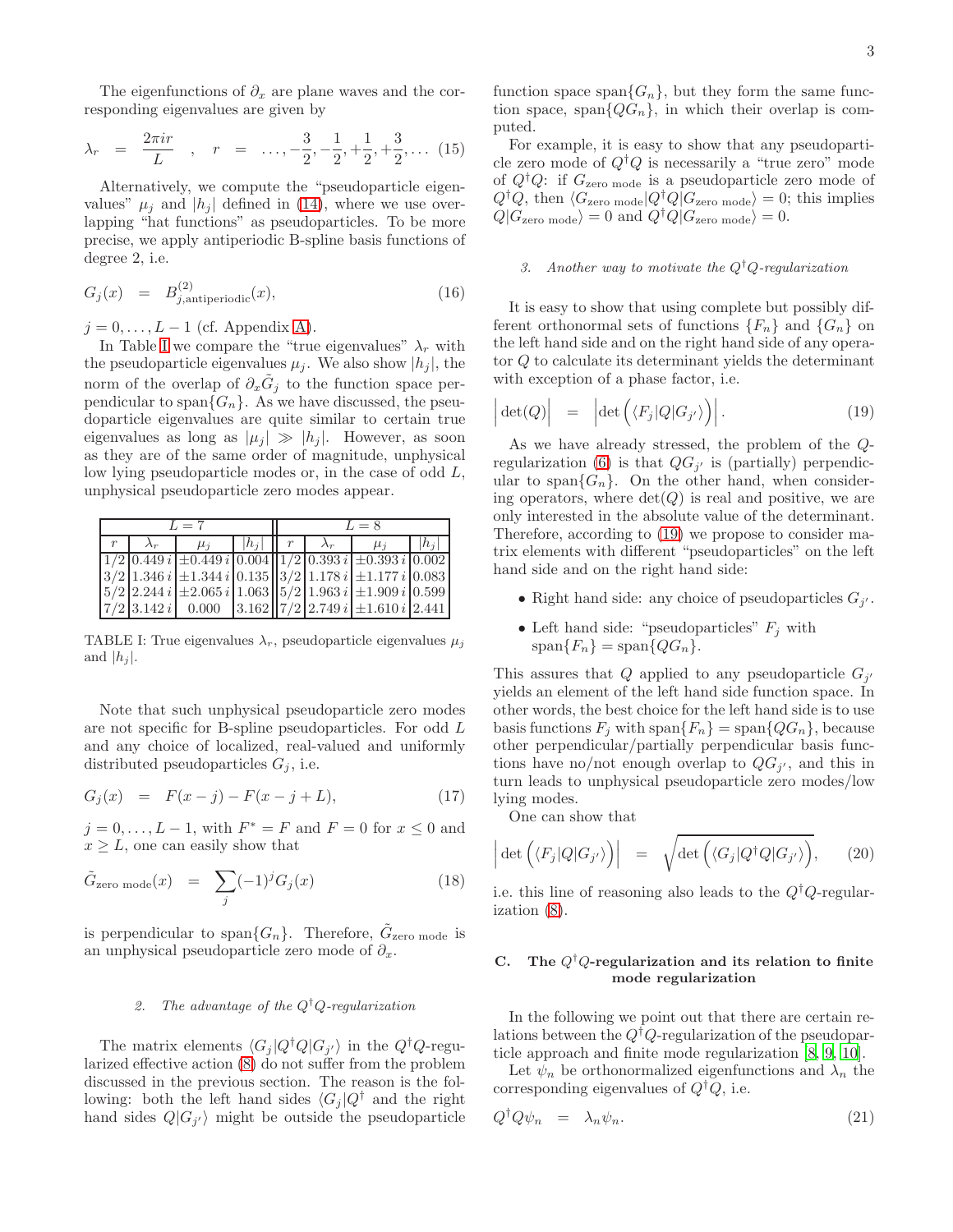The eigenfunctions of $\partial_x$ are plane waves and the corresponding eigenvalues are given by

$$\lambda_r = \frac{2\pi i r}{L} \quad , \quad r = \ldots, -\frac{3}{2}, -\frac{1}{2}, +\frac{1}{2}, +\frac{3}{2}, \ldots \tag{15}$$

Alternatively, we compute the "pseudoparticle eigenvalues" $\mu_j$ and $|h_j|$ defined in (14), where we use overlapping "hat functions" as pseudoparticles. To be more precise, we apply antiperiodic B-spline basis functions of degree 2, i.e.

$$G_j(x) = B^{(2)}_{j,\text{antiperiodic}}(x), \tag{16}$$

$j = 0, \ldots, L-1$ (cf. Appendix A).

In Table I we compare the "true eigenvalues" $\lambda_r$ with the pseudoparticle eigenvalues $\mu_j$. We also show $|h_j|$, the norm of the overlap of $\partial_x \tilde{G}_j$ to the function space perpendicular to span$\{G_n\}$. As we have discussed, the pseudoparticle eigenvalues are quite similar to certain true eigenvalues as long as $|\mu_j| \gg |h_j|$. However, as soon as they are of the same order of magnitude, unphysical low lying pseudoparticle modes or, in the case of odd $L$, unphysical pseudoparticle zero modes appear.

| $L = 7$ | | | | $L = 8$ | | | |
|---|---|---|---|---|---|---|---|
| $r$ | $\lambda_r$ | $\mu_j$ | $\lvert h_j\rvert$ | $r$ | $\lambda_r$ | $\mu_j$ | $\lvert h_j\rvert$ |
| $1/2$ | $0.449\,i$ | $\pm 0.449\,i$ | $0.004$ | $1/2$ | $0.393\,i$ | $\pm 0.393\,i$ | $0.002$ |
| $3/2$ | $1.346\,i$ | $\pm 1.344\,i$ | $0.135$ | $3/2$ | $1.178\,i$ | $\pm 1.177\,i$ | $0.083$ |
| $5/2$ | $2.244\,i$ | $\pm 2.065\,i$ | $1.063$ | $5/2$ | $1.963\,i$ | $\pm 1.909\,i$ | $0.599$ |
| $7/2$ | $3.142\,i$ | $0.000$ | $3.162$ | $7/2$ | $2.749\,i$ | $\pm 1.610\,i$ | $2.441$ |

TABLE I: True eigenvalues $\lambda_r$, pseudoparticle eigenvalues $\mu_j$ and $|h_j|$.

Note that such unphysical pseudoparticle zero modes are not specific for B-spline pseudoparticles. For odd $L$ and any choice of localized, real-valued and uniformly distributed pseudoparticles $G_j$, i.e.

$$G_j(x) = F(x-j) - F(x-j+L), \tag{17}$$

$j = 0, \ldots, L-1$, with $F^* = F$ and $F = 0$ for $x \leq 0$ and $x \geq L$, one can easily show that

$$\tilde{G}_{\text{zero mode}}(x) = \sum_j (-1)^j G_j(x) \tag{18}$$

is perpendicular to span$\{G_n\}$. Therefore, $\tilde{G}_{\text{zero mode}}$ is an unphysical pseudoparticle zero mode of $\partial_x$.

#### 2. The advantage of the $Q^\dagger Q$-regularization

The matrix elements $\langle G_j | Q^\dagger Q | G_{j'} \rangle$ in the $Q^\dagger Q$-regularized effective action (8) do not suffer from the problem discussed in the previous section. The reason is the following: both the left hand sides $\langle G_j | Q^\dagger$ and the right hand sides $Q | G_{j'} \rangle$ might be outside the pseudoparticle function space span$\{G_n\}$, but they form the same function space, span$\{Q G_n\}$, in which their overlap is computed.

For example, it is easy to show that any pseudoparticle zero mode of $Q^\dagger Q$ is necessarily a "true zero" mode of $Q^\dagger Q$: if $G_{\text{zero mode}}$ is a pseudoparticle zero mode of $Q^\dagger Q$, then $\langle G_{\text{zero mode}} | Q^\dagger Q | G_{\text{zero mode}} \rangle = 0$; this implies $Q | G_{\text{zero mode}} \rangle = 0$ and $Q^\dagger Q | G_{\text{zero mode}} \rangle = 0$.

#### 3. Another way to motivate the $Q^\dagger Q$-regularization

It is easy to show that using complete but possibly different orthonormal sets of functions $\{F_n\}$ and $\{G_n\}$ on the left hand side and on the right hand side of any operator $Q$ to calculate its determinant yields the determinant with exception of a phase factor, i.e.

$$\Big| \det(Q) \Big| = \Big| \det\Big( \langle F_j | Q | G_{j'} \rangle \Big) \Big|. \tag{19}$$

As we have already stressed, the problem of the $Q$-regularization (6) is that $Q G_{j'}$ is (partially) perpendicular to span$\{G_n\}$. On the other hand, when considering operators, where $\det(Q)$ is real and positive, we are only interested in the absolute value of the determinant. Therefore, according to (19) we propose to consider matrix elements with different "pseudoparticles" on the left hand side and on the right hand side:

- Right hand side: any choice of pseudoparticles $G_{j'}$.
- Left hand side: "pseudoparticles" $F_j$ with span$\{F_n\}$ = span$\{Q G_n\}$.

This assures that $Q$ applied to any pseudoparticle $G_{j'}$ yields an element of the left hand side function space. In other words, the best choice for the left hand side is to use basis functions $F_j$ with span$\{F_n\}$ = span$\{Q G_n\}$, because other perpendicular/partially perpendicular basis functions have no/not enough overlap to $Q G_{j'}$, and this in turn leads to unphysical pseudoparticle zero modes/low lying modes.

One can show that

$$\Big| \det\Big( \langle F_j | Q | G_{j'} \rangle \Big) \Big| = \sqrt{\det\Big( \langle G_j | Q^\dagger Q | G_{j'} \rangle \Big)}, \tag{20}$$

i.e. this line of reasoning also leads to the $Q^\dagger Q$-regularization (8).

### C. The $Q^\dagger Q$-regularization and its relation to finite mode regularization

In the following we point out that there are certain relations between the $Q^\dagger Q$-regularization of the pseudoparticle approach and finite mode regularization [8, 9, 10].

Let $\psi_n$ be orthonormalized eigenfunctions and $\lambda_n$ the corresponding eigenvalues of $Q^\dagger Q$, i.e.

$$Q^\dagger Q \psi_n = \lambda_n \psi_n. \tag{21}$$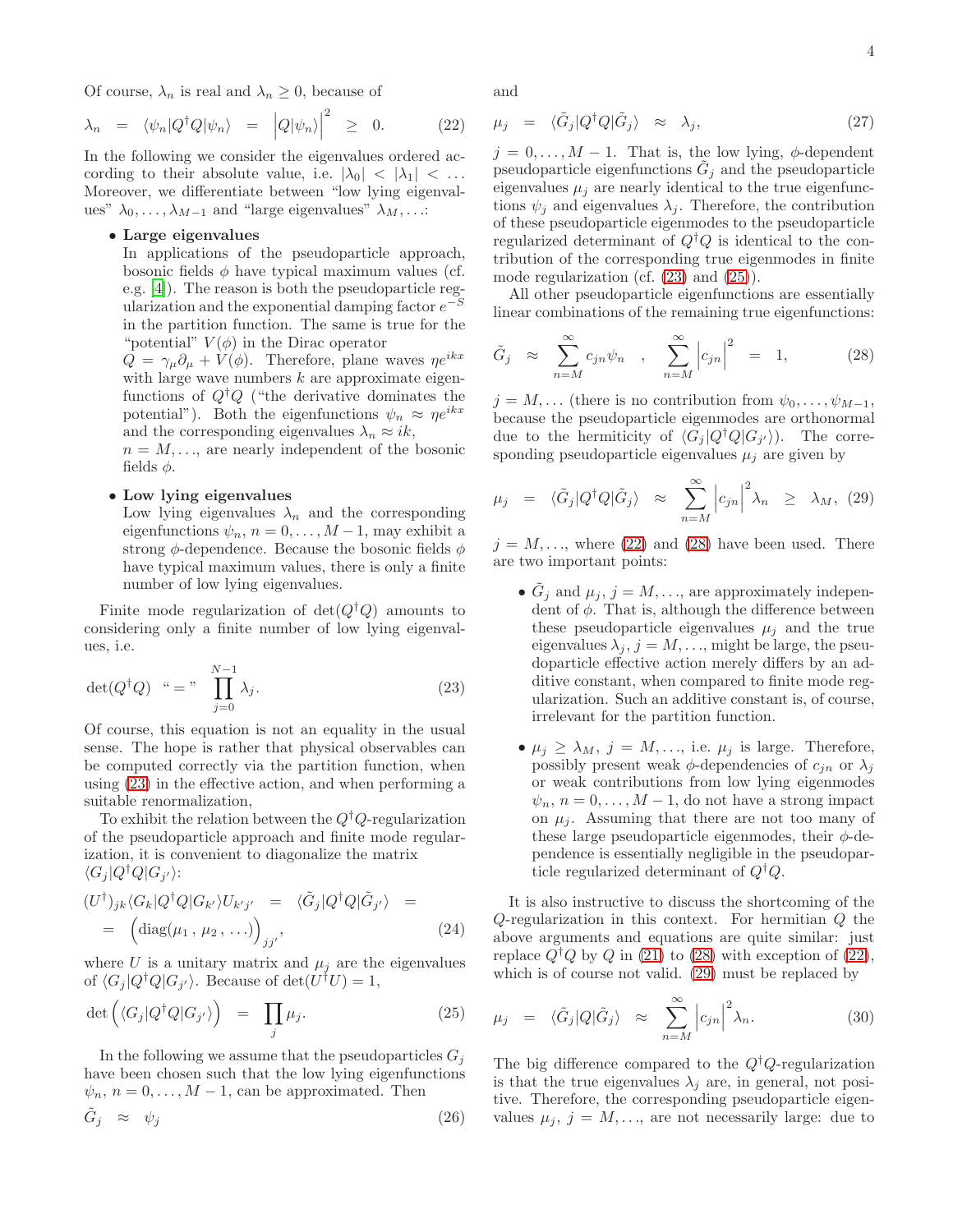Of course, $\lambda_n$ is real and $\lambda_n \geq 0$, because of

$$\lambda_n \quad = \quad \langle \psi_n | Q^\dagger Q | \psi_n \rangle \quad = \quad \Big| Q | \psi_n \rangle \Big|^2 \quad \geq \quad 0. \tag{22}$$

In the following we consider the eigenvalues ordered according to their absolute value, i.e. $|\lambda_0| < |\lambda_1| < \ldots$ Moreover, we differentiate between "low lying eigenvalues" $\lambda_0, \ldots, \lambda_{M-1}$ and "large eigenvalues" $\lambda_M, \ldots$:

- **Large eigenvalues**
  In applications of the pseudoparticle approach, bosonic fields $\phi$ have typical maximum values (cf. e.g. [4]). The reason is both the pseudoparticle regularization and the exponential damping factor $e^{-S}$ in the partition function. The same is true for the "potential" $V(\phi)$ in the Dirac operator $Q = \gamma_\mu \partial_\mu + V(\phi)$. Therefore, plane waves $\eta e^{ikx}$ with large wave numbers $k$ are approximate eigenfunctions of $Q^\dagger Q$ ("the derivative dominates the potential"). Both the eigenfunctions $\psi_n \approx \eta e^{ikx}$ and the corresponding eigenvalues $\lambda_n \approx ik$, $n = M, \ldots$, are nearly independent of the bosonic fields $\phi$.

- **Low lying eigenvalues**
  Low lying eigenvalues $\lambda_n$ and the corresponding eigenfunctions $\psi_n$, $n = 0, \ldots, M-1$, may exhibit a strong $\phi$-dependence. Because the bosonic fields $\phi$ have typical maximum values, there is only a finite number of low lying eigenvalues.

Finite mode regularization of $\det(Q^\dagger Q)$ amounts to considering only a finite number of low lying eigenvalues, i.e.

$$\det(Q^\dagger Q) \quad \text{“}=\text{”} \quad \prod_{j=0}^{N-1} \lambda_j. \tag{23}$$

Of course, this equation is not an equality in the usual sense. The hope is rather that physical observables can be computed correctly via the partition function, when using (23) in the effective action, and when performing a suitable renormalization,

To exhibit the relation between the $Q^\dagger Q$-regularization of the pseudoparticle approach and finite mode regularization, it is convenient to diagonalize the matrix $\langle G_j | Q^\dagger Q | G_{j'} \rangle$:

$$\begin{aligned}(U^\dagger)_{jk} \langle G_k | Q^\dagger Q | G_{k'} \rangle U_{k'j'} \quad &= \quad \langle \tilde{G}_j | Q^\dagger Q | \tilde{G}_{j'} \rangle \quad = \\ &= \quad \Big( \mathrm{diag}(\mu_1 \, , \, \mu_2 \, , \, \ldots) \Big)_{jj'},\end{aligned} \tag{24}$$

where $U$ is a unitary matrix and $\mu_j$ are the eigenvalues of $\langle G_j | Q^\dagger Q | G_{j'} \rangle$. Because of $\det(U^\dagger U) = 1$,

$$\det \Big( \langle G_j | Q^\dagger Q | G_{j'} \rangle \Big) \quad = \quad \prod_j \mu_j. \tag{25}$$

In the following we assume that the pseudoparticles $G_j$ have been chosen such that the low lying eigenfunctions $\psi_n$, $n = 0, \ldots, M-1$, can be approximated. Then

$$\tilde{G}_j \quad \approx \quad \psi_j \tag{26}$$

and

$$\mu_j \quad = \quad \langle \tilde{G}_j | Q^\dagger Q | \tilde{G}_j \rangle \quad \approx \quad \lambda_j, \tag{27}$$

$j = 0, \ldots, M-1$. That is, the low lying, $\phi$-dependent pseudoparticle eigenfunctions $\tilde{G}_j$ and the pseudoparticle eigenvalues $\mu_j$ are nearly identical to the true eigenfunctions $\psi_j$ and eigenvalues $\lambda_j$. Therefore, the contribution of these pseudoparticle eigenmodes to the pseudoparticle regularized determinant of $Q^\dagger Q$ is identical to the contribution of the corresponding true eigenmodes in finite mode regularization (cf. (23) and (25)).

All other pseudoparticle eigenfunctions are essentially linear combinations of the remaining true eigenfunctions:

$$\tilde{G}_j \quad \approx \quad \sum_{n=M}^\infty c_{jn} \psi_n \quad , \quad \sum_{n=M}^\infty \Big| c_{jn} \Big|^2 \quad = \quad 1, \tag{28}$$

$j = M, \ldots$ (there is no contribution from $\psi_0, \ldots, \psi_{M-1}$, because the pseudoparticle eigenmodes are orthonormal due to the hermiticity of $\langle G_j | Q^\dagger Q | G_{j'} \rangle$). The corresponding pseudoparticle eigenvalues $\mu_j$ are given by

$$\mu_j \quad = \quad \langle \tilde{G}_j | Q^\dagger Q | \tilde{G}_j \rangle \quad \approx \quad \sum_{n=M}^\infty \Big| c_{jn} \Big|^2 \lambda_n \quad \geq \quad \lambda_M, \tag{29}$$

$j = M, \ldots$, where (22) and (28) have been used. There are two important points:

- $\tilde{G}_j$ and $\mu_j$, $j = M, \ldots$, are approximately independent of $\phi$. That is, although the difference between these pseudoparticle eigenvalues $\mu_j$ and the true eigenvalues $\lambda_j$, $j = M, \ldots$, might be large, the pseudoparticle effective action merely differs by an additive constant, when compared to finite mode regularization. Such an additive constant is, of course, irrelevant for the partition function.

- $\mu_j \geq \lambda_M$, $j = M, \ldots$, i.e. $\mu_j$ is large. Therefore, possibly present weak $\phi$-dependencies of $c_{jn}$ or $\lambda_j$ or weak contributions from low lying eigenmodes $\psi_n$, $n = 0, \ldots, M-1$, do not have a strong impact on $\mu_j$. Assuming that there are not too many of these large pseudoparticle eigenmodes, their $\phi$-dependence is essentially negligible in the pseudoparticle regularized determinant of $Q^\dagger Q$.

It is also instructive to discuss the shortcoming of the $Q$-regularization in this context. For hermitian $Q$ the above arguments and equations are quite similar: just replace $Q^\dagger Q$ by $Q$ in (21) to (28) with exception of (22), which is of course not valid. (29) must be replaced by

$$\mu_j \quad = \quad \langle \tilde{G}_j | Q | \tilde{G}_j \rangle \quad \approx \quad \sum_{n=M}^\infty \Big| c_{jn} \Big|^2 \lambda_n. \tag{30}$$

The big difference compared to the $Q^\dagger Q$-regularization is that the true eigenvalues $\lambda_j$ are, in general, not positive. Therefore, the corresponding pseudoparticle eigenvalues $\mu_j$, $j = M, \ldots$, are not necessarily large: due to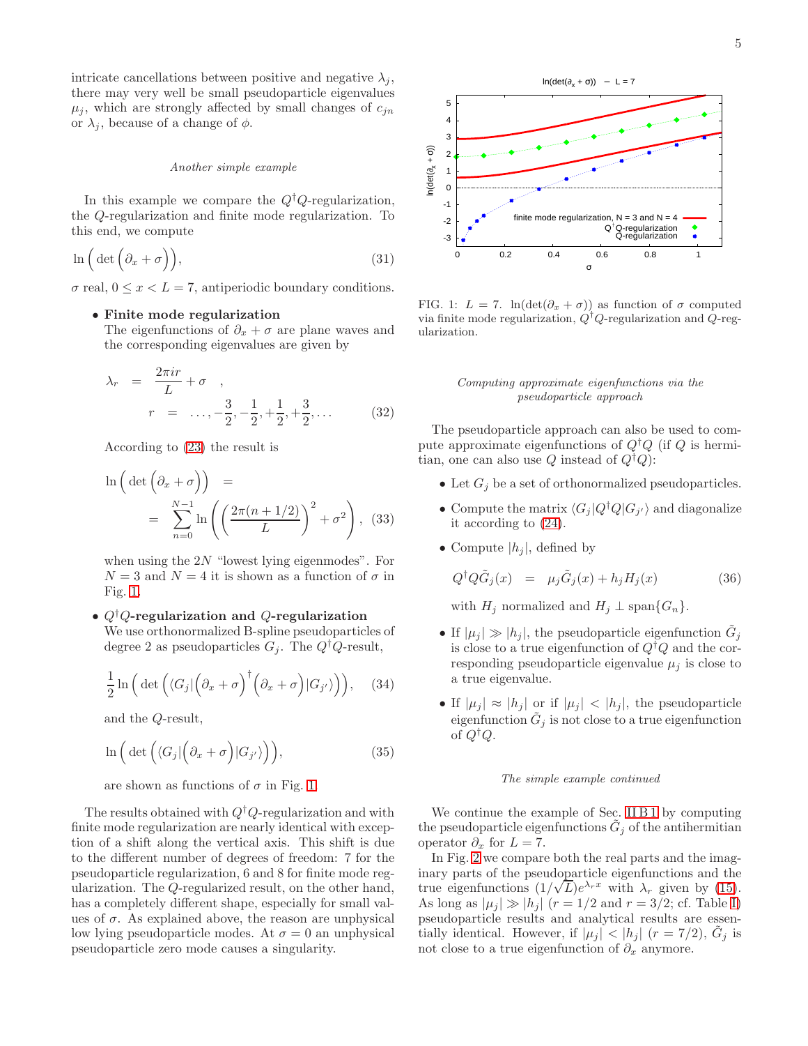intricate cancellations between positive and negative $\lambda_j$, there may very well be small pseudoparticle eigenvalues $\mu_j$, which are strongly affected by small changes of $c_{jn}$ or $\lambda_j$, because of a change of $\phi$.

### *Another simple example*

In this example we compare the $Q^\dagger Q$-regularization, the $Q$-regularization and finite mode regularization. To this end, we compute

$$\ln\Big(\det\Big(\partial_x + \sigma\Big)\Big), \tag{31}$$

$\sigma$ real, $0 \leq x < L = 7$, antiperiodic boundary conditions.

- **Finite mode regularization**
  The eigenfunctions of $\partial_x + \sigma$ are plane waves and the corresponding eigenvalues are given by

$$\lambda_r = \frac{2\pi i r}{L} + \sigma \quad , \qquad r = \ldots, -\frac{3}{2}, -\frac{1}{2}, +\frac{1}{2}, +\frac{3}{2}, \ldots \tag{32}$$

  According to (23) the result is

$$\ln\Big(\det\Big(\partial_x + \sigma\Big)\Big) = \sum_{n=0}^{N-1} \ln\left(\left(\frac{2\pi(n+1/2)}{L}\right)^2 + \sigma^2\right), \tag{33}$$

  when using the $2N$ "lowest lying eigenmodes". For $N = 3$ and $N = 4$ it is shown as a function of $\sigma$ in Fig. 1.

- **$Q^\dagger Q$-regularization and $Q$-regularization**
  We use orthonormalized B-spline pseudoparticles of degree 2 as pseudoparticles $G_j$. The $Q^\dagger Q$-result,

$$\frac{1}{2}\ln\Big(\det\Big(\langle G_j|\Big(\partial_x + \sigma\Big)^\dagger\Big(\partial_x + \sigma\Big)|G_{j'}\rangle\Big)\Big), \tag{34}$$

  and the $Q$-result,

$$\ln\Big(\det\Big(\langle G_j|\Big(\partial_x + \sigma\Big)|G_{j'}\rangle\Big)\Big), \tag{35}$$

  are shown as functions of $\sigma$ in Fig. 1.

The results obtained with $Q^\dagger Q$-regularization and with finite mode regularization are nearly identical with exception of a shift along the vertical axis. This shift is due to the different number of degrees of freedom: 7 for the pseudoparticle regularization, 6 and 8 for finite mode regularization. The $Q$-regularized result, on the other hand, has a completely different shape, especially for small values of $\sigma$. As explained above, the reason are unphysical low lying pseudoparticle modes. At $\sigma = 0$ an unphysical pseudoparticle zero mode causes a singularity.

FIG. 1: $L = 7$. $\ln(\det(\partial_x + \sigma))$ as function of $\sigma$ computed via finite mode regularization, $Q^\dagger Q$-regularization and $Q$-regularization.

### *Computing approximate eigenfunctions via the pseudoparticle approach*

The pseudoparticle approach can also be used to compute approximate eigenfunctions of $Q^\dagger Q$ (if $Q$ is hermitian, one can also use $Q$ instead of $Q^\dagger Q$):

- Let $G_j$ be a set of orthonormalized pseudoparticles.
- Compute the matrix $\langle G_j|Q^\dagger Q|G_{j'}\rangle$ and diagonalize it according to (24).
- Compute $|h_j|$, defined by

$$Q^\dagger Q \tilde{G}_j(x) = \mu_j \tilde{G}_j(x) + h_j H_j(x) \tag{36}$$

  with $H_j$ normalized and $H_j \perp \text{span}\{G_n\}$.
- If $|\mu_j| \gg |h_j|$, the pseudoparticle eigenfunction $\tilde{G}_j$ is close to a true eigenfunction of $Q^\dagger Q$ and the corresponding pseudoparticle eigenvalue $\mu_j$ is close to a true eigenvalue.
- If $|\mu_j| \approx |h_j|$ or if $|\mu_j| < |h_j|$, the pseudoparticle eigenfunction $\tilde{G}_j$ is not close to a true eigenfunction of $Q^\dagger Q$.

### *The simple example continued*

We continue the example of Sec. II B 1 by computing the pseudoparticle eigenfunctions $\tilde{G}_j$ of the antihermitian operator $\partial_x$ for $L = 7$.

In Fig. 2 we compare both the real parts and the imaginary parts of the pseudoparticle eigenfunctions and the true eigenfunctions $(1/\sqrt{L})e^{\lambda_r x}$ with $\lambda_r$ given by (15). As long as $|\mu_j| \gg |h_j|$ ($r = 1/2$ and $r = 3/2$; cf. Table I) pseudoparticle results and analytical results are essentially identical. However, if $|\mu_j| < |h_j|$ ($r = 7/2$), $\tilde{G}_j$ is not close to a true eigenfunction of $\partial_x$ anymore.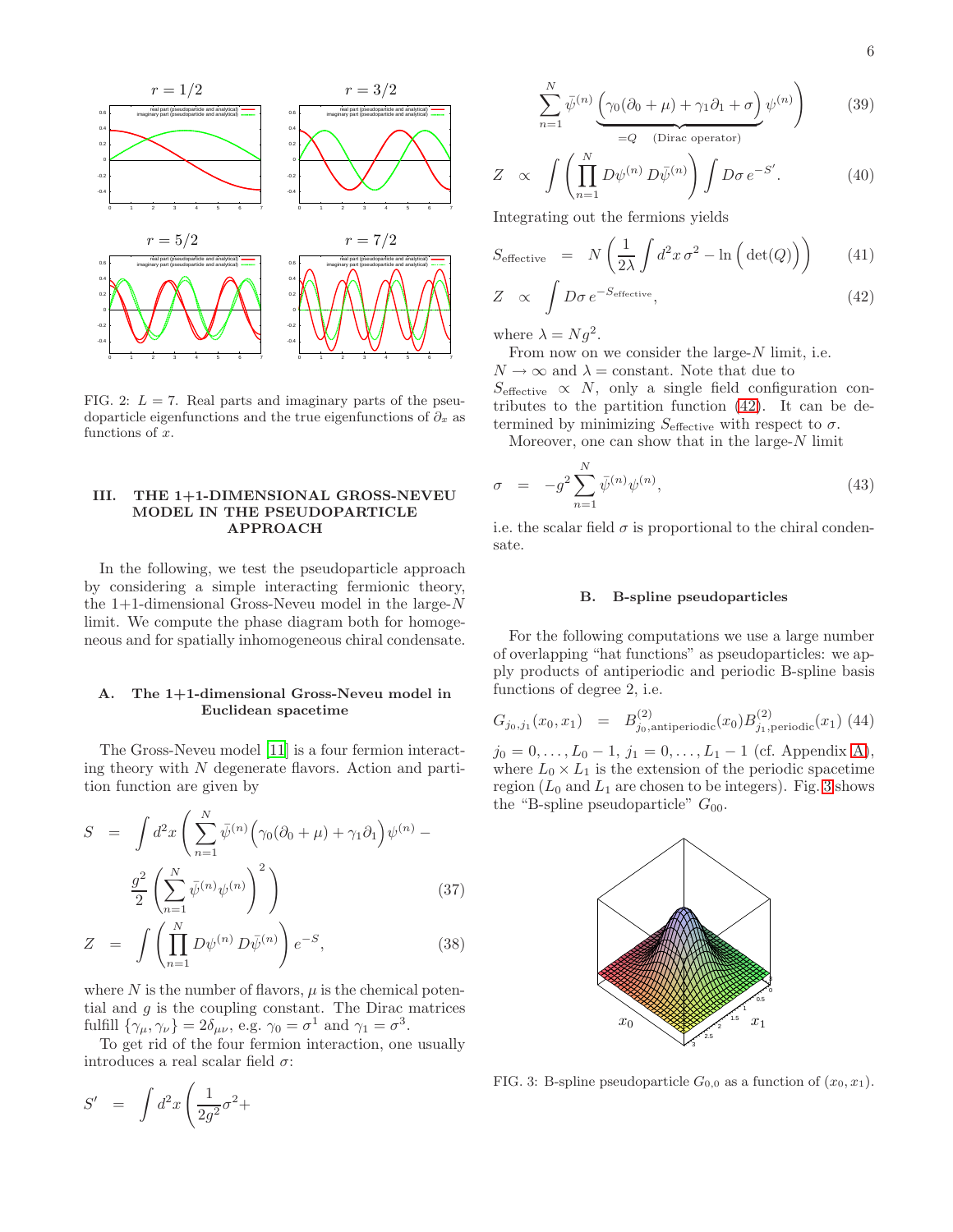FIG. 2: $L = 7$. Real parts and imaginary parts of the pseudoparticle eigenfunctions and the true eigenfunctions of $\partial_x$ as functions of $x$.

## III. THE 1+1-DIMENSIONAL GROSS-NEVEU MODEL IN THE PSEUDOPARTICLE APPROACH

In the following, we test the pseudoparticle approach by considering a simple interacting fermionic theory, the 1+1-dimensional Gross-Neveu model in the large-$N$ limit. We compute the phase diagram both for homogeneous and for spatially inhomogeneous chiral condensate.

### A. The 1+1-dimensional Gross-Neveu model in Euclidean spacetime

The Gross-Neveu model [11] is a four fermion interacting theory with $N$ degenerate flavors. Action and partition function are given by

$$S = \int d^2x \left( \sum_{n=1}^{N} \bar{\psi}^{(n)} \Big( \gamma_0(\partial_0 + \mu) + \gamma_1 \partial_1 \Big) \psi^{(n)} - \frac{g^2}{2} \left( \sum_{n=1}^{N} \bar{\psi}^{(n)} \psi^{(n)} \right)^2 \right) \qquad (37)$$

$$Z = \int \left( \prod_{n=1}^{N} D\psi^{(n)} \, D\bar{\psi}^{(n)} \right) e^{-S}, \qquad (38)$$

where $N$ is the number of flavors, $\mu$ is the chemical potential and $g$ is the coupling constant. The Dirac matrices fulfill $\{\gamma_\mu, \gamma_\nu\} = 2\delta_{\mu\nu}$, e.g. $\gamma_0 = \sigma^1$ and $\gamma_1 = \sigma^3$.

To get rid of the four fermion interaction, one usually introduces a real scalar field $\sigma$:

$$S' = \int d^2x \left( \frac{1}{2g^2}\sigma^2 + \sum_{n=1}^{N} \bar{\psi}^{(n)} \underbrace{\Big( \gamma_0(\partial_0 + \mu) + \gamma_1 \partial_1 + \sigma \Big)}_{=Q \quad \text{(Dirac operator)}} \psi^{(n)} \right) \qquad (39)$$

$$Z \propto \int \left( \prod_{n=1}^{N} D\psi^{(n)} \, D\bar{\psi}^{(n)} \right) \int D\sigma \, e^{-S'}. \qquad (40)$$

Integrating out the fermions yields

$$S_{\text{effective}} = N \left( \frac{1}{2\lambda} \int d^2x \, \sigma^2 - \ln\Big(\det(Q)\Big) \right) \qquad (41)$$

$$Z \propto \int D\sigma \, e^{-S_{\text{effective}}}, \qquad (42)$$

where $\lambda = Ng^2$.

From now on we consider the large-$N$ limit, i.e. $N \to \infty$ and $\lambda =$ constant. Note that due to $S_{\text{effective}} \propto N$, only a single field configuration contributes to the partition function (42). It can be determined by minimizing $S_{\text{effective}}$ with respect to $\sigma$.

Moreover, one can show that in the large-$N$ limit

$$\sigma = -g^2 \sum_{n=1}^{N} \bar{\psi}^{(n)} \psi^{(n)}, \qquad (43)$$

i.e. the scalar field $\sigma$ is proportional to the chiral condensate.

### B. B-spline pseudoparticles

For the following computations we use a large number of overlapping "hat functions" as pseudoparticles: we apply products of antiperiodic and periodic B-spline basis functions of degree 2, i.e.

$$G_{j_0,j_1}(x_0,x_1) = B^{(2)}_{j_0,\text{antiperiodic}}(x_0) B^{(2)}_{j_1,\text{periodic}}(x_1) \qquad (44)$$

$j_0 = 0, \ldots, L_0 - 1$, $j_1 = 0, \ldots, L_1 - 1$ (cf. Appendix A), where $L_0 \times L_1$ is the extension of the periodic spacetime region ($L_0$ and $L_1$ are chosen to be integers). Fig. 3 shows the "B-spline pseudoparticle" $G_{00}$.

FIG. 3: B-spline pseudoparticle $G_{0,0}$ as a function of $(x_0, x_1)$.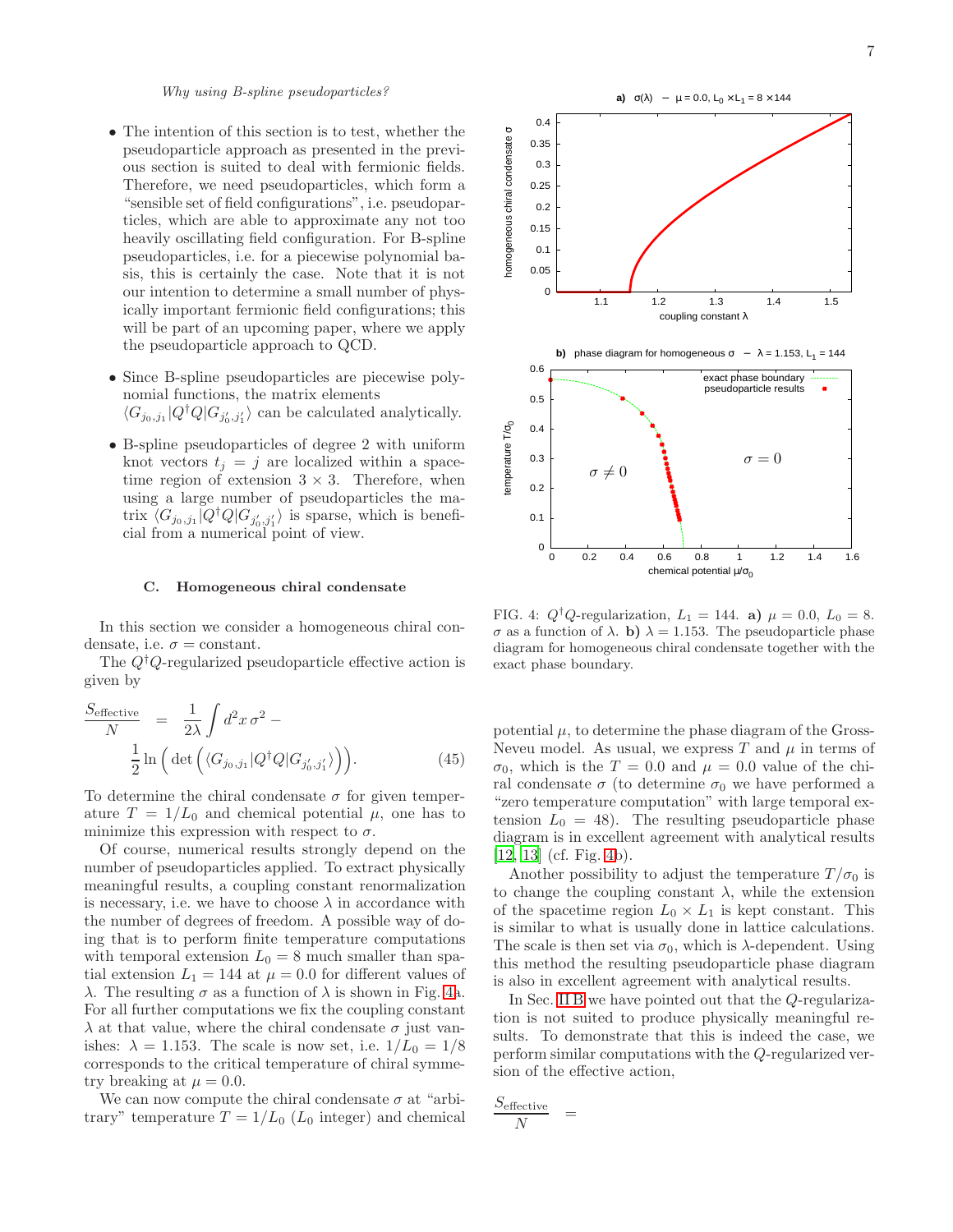*Why using B-spline pseudoparticles?*

- The intention of this section is to test, whether the pseudoparticle approach as presented in the previous section is suited to deal with fermionic fields. Therefore, we need pseudoparticles, which form a "sensible set of field configurations", i.e. pseudoparticles, which are able to approximate any not too heavily oscillating field configuration. For B-spline pseudoparticles, i.e. for a piecewise polynomial basis, this is certainly the case. Note that it is not our intention to determine a small number of physically important fermionic field configurations; this will be part of an upcoming paper, where we apply the pseudoparticle approach to QCD.

- Since B-spline pseudoparticles are piecewise polynomial functions, the matrix elements $\langle G_{j_0,j_1} | Q^\dagger Q | G_{j_0',j_1'} \rangle$ can be calculated analytically.

- B-spline pseudoparticles of degree 2 with uniform knot vectors $t_j = j$ are localized within a spacetime region of extension $3 \times 3$. Therefore, when using a large number of pseudoparticles the matrix $\langle G_{j_0,j_1} | Q^\dagger Q | G_{j_0',j_1'} \rangle$ is sparse, which is beneficial from a numerical point of view.

### C. Homogeneous chiral condensate

In this section we consider a homogeneous chiral condensate, i.e. $\sigma = \text{constant}$.

The $Q^\dagger Q$-regularized pseudoparticle effective action is given by

$$\frac{S_\text{effective}}{N} = \frac{1}{2\lambda} \int d^2x \, \sigma^2 - \frac{1}{2} \ln\Big(\det\Big(\langle G_{j_0,j_1} | Q^\dagger Q | G_{j_0',j_1'} \rangle\Big)\Big). \tag{45}$$

To determine the chiral condensate $\sigma$ for given temperature $T = 1/L_0$ and chemical potential $\mu$, one has to minimize this expression with respect to $\sigma$.

Of course, numerical results strongly depend on the number of pseudoparticles applied. To extract physically meaningful results, a coupling constant renormalization is necessary, i.e. we have to choose $\lambda$ in accordance with the number of degrees of freedom. A possible way of doing that is to perform finite temperature computations with temporal extension $L_0 = 8$ much smaller than spatial extension $L_1 = 144$ at $\mu = 0.0$ for different values of $\lambda$. The resulting $\sigma$ as a function of $\lambda$ is shown in Fig. 4a. For all further computations we fix the coupling constant $\lambda$ at that value, where the chiral condensate $\sigma$ just vanishes: $\lambda = 1.153$. The scale is now set, i.e. $1/L_0 = 1/8$ corresponds to the critical temperature of chiral symmetry breaking at $\mu = 0.0$.

We can now compute the chiral condensate $\sigma$ at "arbitrary" temperature $T = 1/L_0$ ($L_0$ integer) and chemical potential $\mu$, to determine the phase diagram of the Gross-Neveu model. As usual, we express $T$ and $\mu$ in terms of $\sigma_0$, which is the $T = 0.0$ and $\mu = 0.0$ value of the chiral condensate $\sigma$ (to determine $\sigma_0$ we have performed a "zero temperature computation" with large temporal extension $L_0 = 48$). The resulting pseudoparticle phase diagram is in excellent agreement with analytical results [12, 13] (cf. Fig. 4b).

FIG. 4: $Q^\dagger Q$-regularization, $L_1 = 144$. **a)** $\mu = 0.0$, $L_0 = 8$. $\sigma$ as a function of $\lambda$. **b)** $\lambda = 1.153$. The pseudoparticle phase diagram for homogeneous chiral condensate together with the exact phase boundary.

Another possibility to adjust the temperature $T/\sigma_0$ is to change the coupling constant $\lambda$, while the extension of the spacetime region $L_0 \times L_1$ is kept constant. This is similar to what is usually done in lattice calculations. The scale is then set via $\sigma_0$, which is $\lambda$-dependent. Using this method the resulting pseudoparticle phase diagram is also in excellent agreement with analytical results.

In Sec. II B we have pointed out that the $Q$-regularization is not suited to produce physically meaningful results. To demonstrate that this is indeed the case, we perform similar computations with the $Q$-regularized version of the effective action,

$$\frac{S_\text{effective}}{N} =$$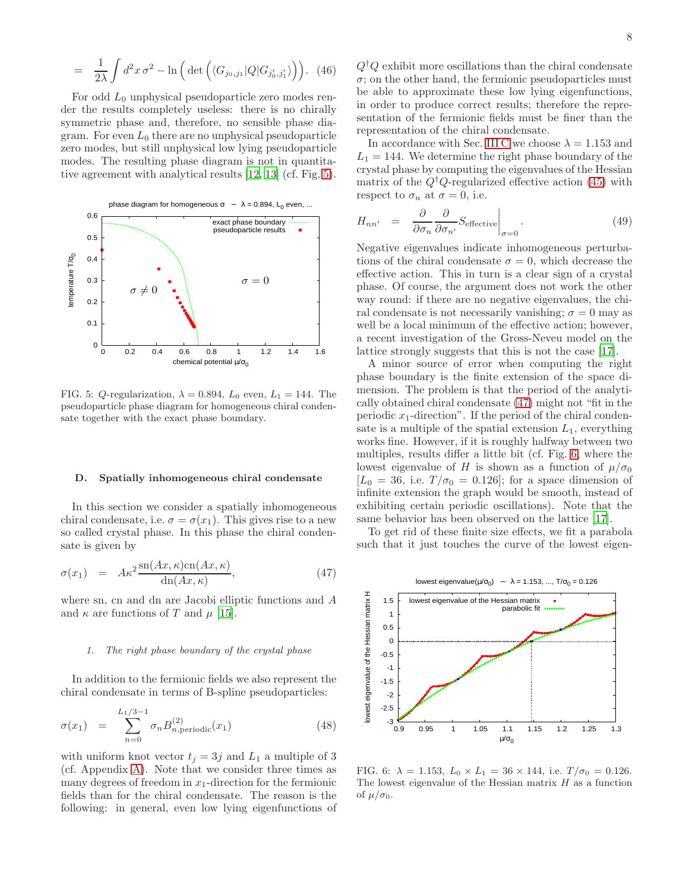$$= \frac{1}{2\lambda}\int d^2x\,\sigma^2 - \ln\Big(\det\Big(\langle G_{j_0,j_1}|Q|G_{j_0',j_1'}\rangle\Big)\Big). \quad (46)$$

For odd $L_0$ unphysical pseudoparticle zero modes render the results completely useless: there is no chirally symmetric phase and, therefore, no sensible phase diagram. For even $L_0$ there are no unphysical pseudoparticle zero modes, but still unphysical low lying pseudoparticle modes. The resulting phase diagram is not in quantitative agreement with analytical results [12, 13] (cf. Fig. 5).

FIG. 5: $Q$-regularization, $\lambda = 0.894$, $L_0$ even, $L_1 = 144$. The pseudoparticle phase diagram for homogeneous chiral condensate together with the exact phase boundary.

### D. Spatially inhomogeneous chiral condensate

In this section we consider a spatially inhomogeneous chiral condensate, i.e. $\sigma = \sigma(x_1)$. This gives rise to a new so called crystal phase. In this phase the chiral condensate is given by

$$\sigma(x_1) = A\kappa^2 \frac{\mathrm{sn}(Ax,\kappa)\mathrm{cn}(Ax,\kappa)}{\mathrm{dn}(Ax,\kappa)}, \quad (47)$$

where sn, cn and dn are Jacobi elliptic functions and $A$ and $\kappa$ are functions of $T$ and $\mu$ [15].

#### 1. The right phase boundary of the crystal phase

In addition to the fermionic fields we also represent the chiral condensate in terms of B-spline pseudoparticles:

$$\sigma(x_1) = \sum_{n=0}^{L_1/3-1} \sigma_n B^{(2)}_{n,\mathrm{periodic}}(x_1) \quad (48)$$

with uniform knot vector $t_j = 3j$ and $L_1$ a multiple of 3 (cf. Appendix A). Note that we consider three times as many degrees of freedom in $x_1$-direction for the fermionic fields than for the chiral condensate. The reason is the following: in general, even low lying eigenfunctions of $Q^\dagger Q$ exhibit more oscillations than the chiral condensate $\sigma$; on the other hand, the fermionic pseudoparticles must be able to approximate these low lying eigenfunctions, in order to produce correct results; therefore the representation of the fermionic fields must be finer than the representation of the chiral condensate.

In accordance with Sec. III C we choose $\lambda = 1.153$ and $L_1 = 144$. We determine the right phase boundary of the crystal phase by computing the eigenvalues of the Hessian matrix of the $Q^\dagger Q$-regularized effective action (45) with respect to $\sigma_n$ at $\sigma = 0$, i.e.

$$H_{nn'} = \frac{\partial}{\partial\sigma_n}\frac{\partial}{\partial\sigma_{n'}} S_{\mathrm{effective}}\bigg|_{\sigma=0}. \quad (49)$$

Negative eigenvalues indicate inhomogeneous perturbations of the chiral condensate $\sigma = 0$, which decrease the effective action. This in turn is a clear sign of a crystal phase. Of course, the argument does not work the other way round: if there are no negative eigenvalues, the chiral condensate is not necessarily vanishing; $\sigma = 0$ may as well be a local minimum of the effective action; however, a recent investigation of the Gross-Neveu model on the lattice strongly suggests that this is not the case [17].

A minor source of error when computing the right phase boundary is the finite extension of the space dimension. The problem is that the period of the analytically obtained chiral condensate (47) might not "fit in the periodic $x_1$-direction". If the period of the chiral condensate is a multiple of the spatial extension $L_1$, everything works fine. However, if it is roughly halfway between two multiples, results differ a little bit (cf. Fig. 6, where the lowest eigenvalue of $H$ is shown as a function of $\mu/\sigma_0$ [$L_0 = 36$, i.e. $T/\sigma_0 = 0.126$]; for a space dimension of infinite extension the graph would be smooth, instead of exhibiting certain periodic oscillations). Note that the same behavior has been observed on the lattice [17].

To get rid of these finite size effects, we fit a parabola such that it just touches the curve of the lowest eigen-

FIG. 6: $\lambda = 1.153$, $L_0 \times L_1 = 36 \times 144$, i.e. $T/\sigma_0 = 0.126$. The lowest eigenvalue of the Hessian matrix $H$ as a function of $\mu/\sigma_0$.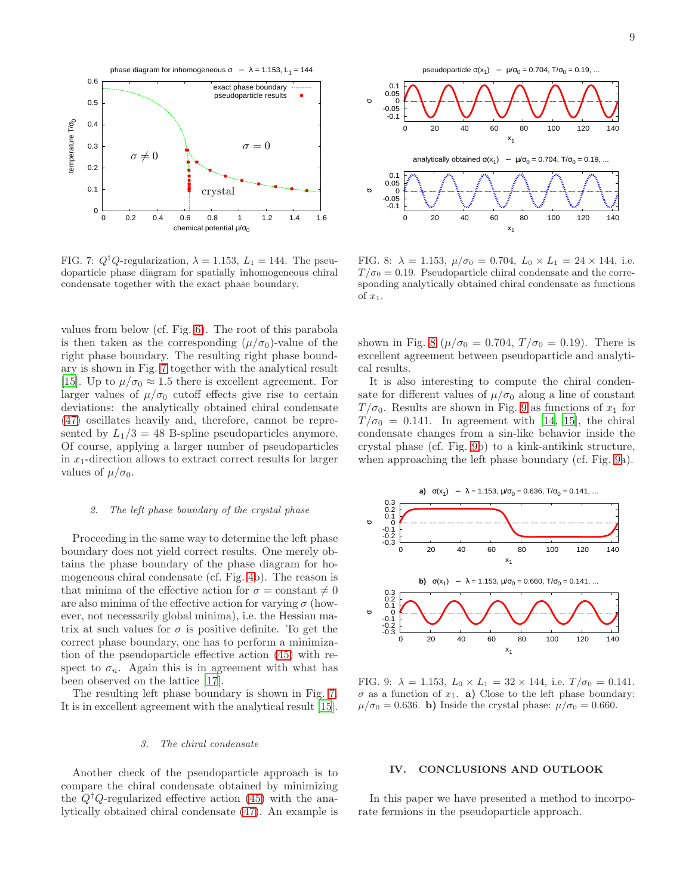FIG. 7: $Q^\dagger Q$-regularization, $\lambda = 1.153$, $L_1 = 144$. The pseudoparticle phase diagram for spatially inhomogeneous chiral condensate together with the exact phase boundary.

FIG. 8: $\lambda = 1.153$, $\mu/\sigma_0 = 0.704$, $L_0 \times L_1 = 24 \times 144$, i.e. $T/\sigma_0 = 0.19$. Pseudoparticle chiral condensate and the corresponding analytically obtained chiral condensate as functions of $x_1$.

values from below (cf. Fig. 6). The root of this parabola is then taken as the corresponding $(\mu/\sigma_0)$-value of the right phase boundary. The resulting right phase boundary is shown in Fig. 7 together with the analytical result [15]. Up to $\mu/\sigma_0 \approx 1.5$ there is excellent agreement. For larger values of $\mu/\sigma_0$ cutoff effects give rise to certain deviations: the analytically obtained chiral condensate (47) oscillates heavily and, therefore, cannot be represented by $L_1/3 = 48$ B-spline pseudoparticles anymore. Of course, applying a larger number of pseudoparticles in $x_1$-direction allows to extract correct results for larger values of $\mu/\sigma_0$.

### 2. The left phase boundary of the crystal phase

Proceeding in the same way to determine the left phase boundary does not yield correct results. One merely obtains the phase boundary of the phase diagram for homogeneous chiral condensate (cf. Fig. 4b). The reason is that minima of the effective action for $\sigma = \text{constant} \neq 0$ are also minima of the effective action for varying $\sigma$ (however, not necessarily global minima), i.e. the Hessian matrix at such values for $\sigma$ is positive definite. To get the correct phase boundary, one has to perform a minimization of the pseudoparticle effective action (45) with respect to $\sigma_n$. Again this is in agreement with what has been observed on the lattice [17].

The resulting left phase boundary is shown in Fig. 7. It is in excellent agreement with the analytical result [15].

### 3. The chiral condensate

Another check of the pseudoparticle approach is to compare the chiral condensate obtained by minimizing the $Q^\dagger Q$-regularized effective action (45) with the analytically obtained chiral condensate (47). An example is shown in Fig. 8 ($\mu/\sigma_0 = 0.704$, $T/\sigma_0 = 0.19$). There is excellent agreement between pseudoparticle and analytical results.

It is also interesting to compute the chiral condensate for different values of $\mu/\sigma_0$ along a line of constant $T/\sigma_0$. Results are shown in Fig. 9 as functions of $x_1$ for $T/\sigma_0 = 0.141$. In agreement with [14, 15], the chiral condensate changes from a sin-like behavior inside the crystal phase (cf. Fig. 9b) to a kink-antikink structure, when approaching the left phase boundary (cf. Fig. 9a).

FIG. 9: $\lambda = 1.153$, $L_0 \times L_1 = 32 \times 144$, i.e. $T/\sigma_0 = 0.141$. $\sigma$ as a function of $x_1$. **a)** Close to the left phase boundary: $\mu/\sigma_0 = 0.636$. **b)** Inside the crystal phase: $\mu/\sigma_0 = 0.660$.

## IV. CONCLUSIONS AND OUTLOOK

In this paper we have presented a method to incorporate fermions in the pseudoparticle approach.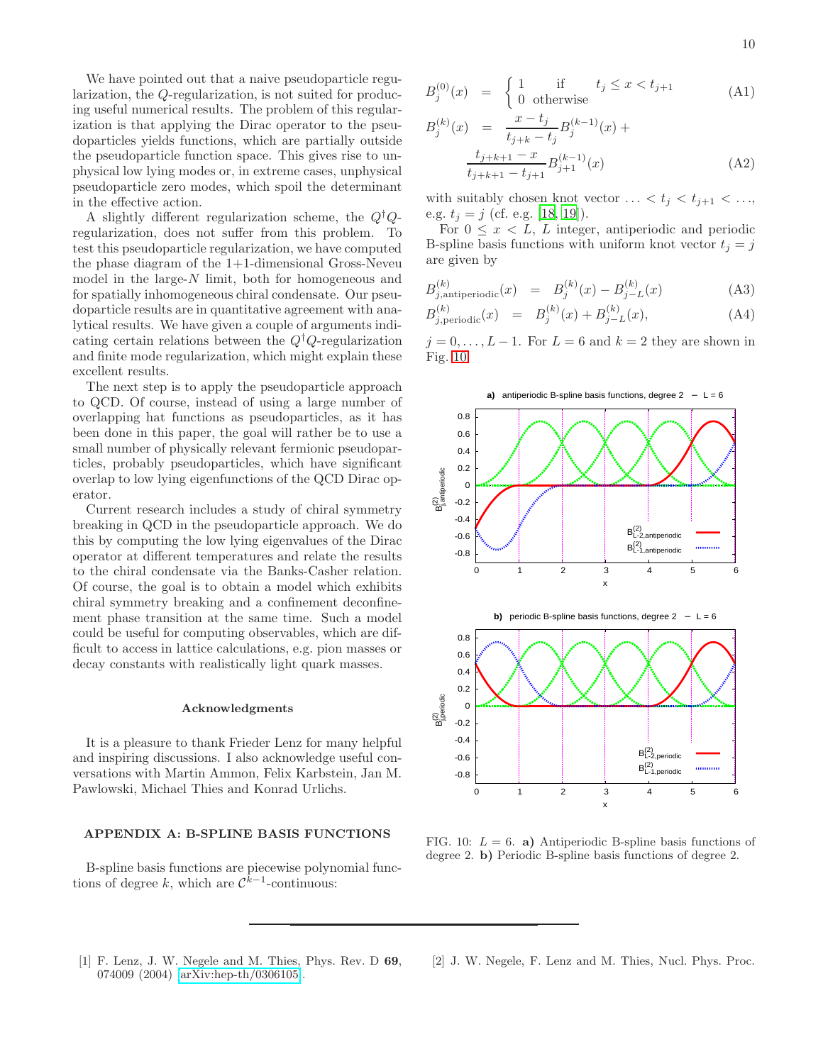We have pointed out that a naive pseudoparticle regularization, the $Q$-regularization, is not suited for producing useful numerical results. The problem of this regularization is that applying the Dirac operator to the pseudoparticles yields functions, which are partially outside the pseudoparticle function space. This gives rise to unphysical low lying modes or, in extreme cases, unphysical pseudoparticle zero modes, which spoil the determinant in the effective action.

A slightly different regularization scheme, the $Q^\dagger Q$-regularization, does not suffer from this problem. To test this pseudoparticle regularization, we have computed the phase diagram of the 1+1-dimensional Gross-Neveu model in the large-$N$ limit, both for homogeneous and for spatially inhomogeneous chiral condensate. Our pseudoparticle results are in quantitative agreement with analytical results. We have given a couple of arguments indicating certain relations between the $Q^\dagger Q$-regularization and finite mode regularization, which might explain these excellent results.

The next step is to apply the pseudoparticle approach to QCD. Of course, instead of using a large number of overlapping hat functions as pseudoparticles, as it has been done in this paper, the goal will rather be to use a small number of physically relevant fermionic pseudoparticles, probably pseudoparticles, which have significant overlap to low lying eigenfunctions of the QCD Dirac operator.

Current research includes a study of chiral symmetry breaking in QCD in the pseudoparticle approach. We do this by computing the low lying eigenvalues of the Dirac operator at different temperatures and relate the results to the chiral condensate via the Banks-Casher relation. Of course, the goal is to obtain a model which exhibits chiral symmetry breaking and a confinement deconfinement phase transition at the same time. Such a model could be useful for computing observables, which are difficult to access in lattice calculations, e.g. pion masses or decay constants with realistically light quark masses.

### Acknowledgments

It is a pleasure to thank Frieder Lenz for many helpful and inspiring discussions. I also acknowledge useful conversations with Martin Ammon, Felix Karbstein, Jan M. Pawlowski, Michael Thies and Konrad Urlichs.

## APPENDIX A: B-SPLINE BASIS FUNCTIONS

B-spline basis functions are piecewise polynomial functions of degree $k$, which are $\mathcal{C}^{k-1}$-continuous:

$$B_j^{(0)}(x) = \begin{cases} 1 & \text{if} \quad t_j \leq x < t_{j+1} \\ 0 & \text{otherwise} \end{cases} \tag{A1}$$

$$B_j^{(k)}(x) = \frac{x - t_j}{t_{j+k} - t_j} B_j^{(k-1)}(x) + \frac{t_{j+k+1} - x}{t_{j+k+1} - t_{j+1}} B_{j+1}^{(k-1)}(x) \tag{A2}$$

with suitably chosen knot vector $\ldots < t_j < t_{j+1} < \ldots$, e.g. $t_j = j$ (cf. e.g. [18, 19]).

For $0 \leq x < L$, $L$ integer, antiperiodic and periodic B-spline basis functions with uniform knot vector $t_j = j$ are given by

$$B_{j,\text{antiperiodic}}^{(k)}(x) = B_j^{(k)}(x) - B_{j-L}^{(k)}(x) \tag{A3}$$

$$B_{j,\text{periodic}}^{(k)}(x) = B_j^{(k)}(x) + B_{j-L}^{(k)}(x), \tag{A4}$$

$j = 0, \ldots, L-1$. For $L = 6$ and $k = 2$ they are shown in Fig. 10.

FIG. 10: $L = 6$. **a)** Antiperiodic B-spline basis functions of degree 2. **b)** Periodic B-spline basis functions of degree 2.

[1] F. Lenz, J. W. Negele and M. Thies, Phys. Rev. D **69**, 074009 (2004) [arXiv:hep-th/0306105].

[2] J. W. Negele, F. Lenz and M. Thies, Nucl. Phys. Proc.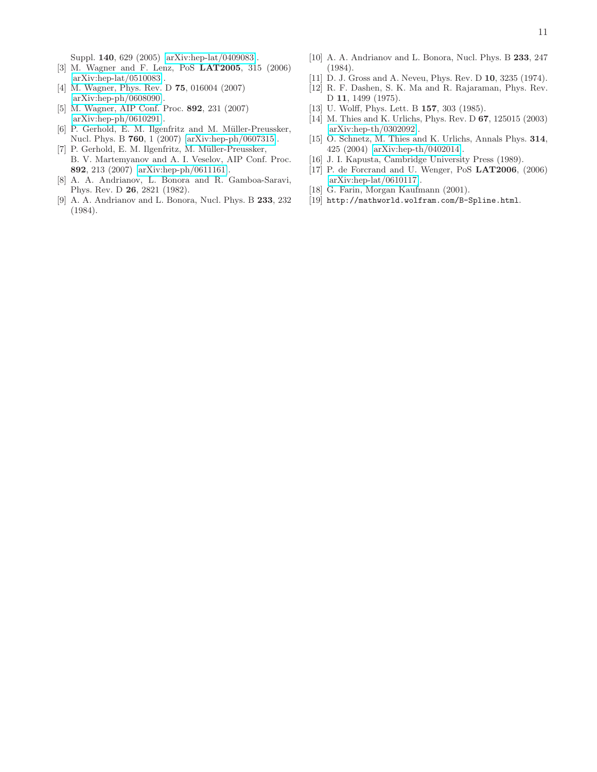Suppl. **140**, 629 (2005) [arXiv:hep-lat/0409083].

[3] M. Wagner and F. Lenz, PoS **LAT2005**, 315 (2006) [arXiv:hep-lat/0510083].

[4] M. Wagner, Phys. Rev. D **75**, 016004 (2007) [arXiv:hep-ph/0608090].

[5] M. Wagner, AIP Conf. Proc. **892**, 231 (2007) [arXiv:hep-ph/0610291].

[6] P. Gerhold, E. M. Ilgenfritz and M. Müller-Preussker, Nucl. Phys. B **760**, 1 (2007) [arXiv:hep-ph/0607315].

[7] P. Gerhold, E. M. Ilgenfritz, M. Müller-Preussker, B. V. Martemyanov and A. I. Veselov, AIP Conf. Proc. **892**, 213 (2007) [arXiv:hep-ph/0611161].

[8] A. A. Andrianov, L. Bonora and R. Gamboa-Saravi, Phys. Rev. D **26**, 2821 (1982).

[9] A. A. Andrianov and L. Bonora, Nucl. Phys. B **233**, 232 (1984).

[10] A. A. Andrianov and L. Bonora, Nucl. Phys. B **233**, 247 (1984).

[11] D. J. Gross and A. Neveu, Phys. Rev. D **10**, 3235 (1974).

[12] R. F. Dashen, S. K. Ma and R. Rajaraman, Phys. Rev. D **11**, 1499 (1975).

[13] U. Wolff, Phys. Lett. B **157**, 303 (1985).

[14] M. Thies and K. Urlichs, Phys. Rev. D **67**, 125015 (2003) [arXiv:hep-th/0302092].

[15] O. Schnetz, M. Thies and K. Urlichs, Annals Phys. **314**, 425 (2004) [arXiv:hep-th/0402014].

[16] J. I. Kapusta, Cambridge University Press (1989).

[17] P. de Forcrand and U. Wenger, PoS **LAT2006**, (2006) [arXiv:hep-lat/0610117].

[18] G. Farin, Morgan Kaufmann (2001).

[19] `http://mathworld.wolfram.com/B-Spline.html`.